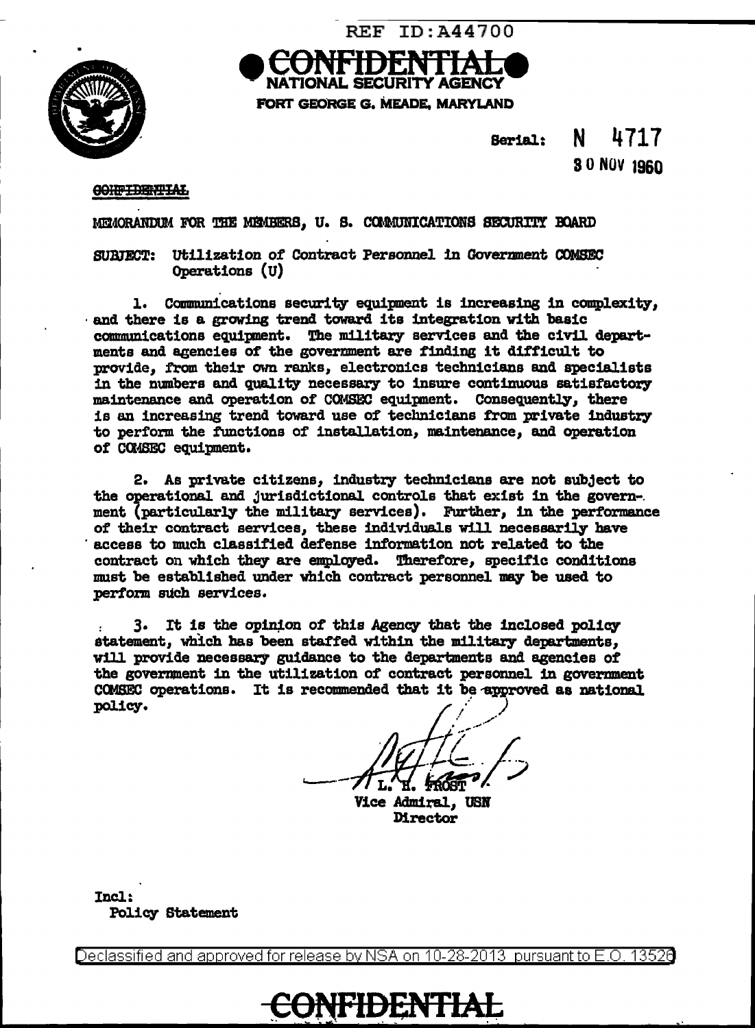REF ID:A44700

**CONFIDENTIAL**

**NATIONAL SECURITY AGENCY**

**FORT GEORGE G. MEADE, MARYLAND**

Serial: N 4717

30 NOV 1960

~~CONFIDENTIAL~~

MEMORANDUM FOR THE MEMBERS, U. S. COMMUNICATIONS SECURITY BOARD

SUBJECT: Utilization of Contract Personnel in Government COMSEC Operations (U)

1. Communications security equipment is increasing in complexity, and there is a growing trend toward its integration with basic communications equipment. The military services and the civil departments and agencies of the government are finding it difficult to provide, from their own ranks, electronics technicians and specialists in the numbers and quality necessary to insure continuous satisfactory maintenance and operation of COMSEC equipment. Consequently, there is an increasing trend toward use of technicians from private industry to perform the functions of installation, maintenance, and operation of COMSEC equipment.

2. As private citizens, industry technicians are not subject to the operational and jurisdictional controls that exist in the government (particularly the military services). Further, in the performance of their contract services, these individuals will necessarily have access to much classified defense information not related to the contract on which they are employed. Therefore, specific conditions must be established under which contract personnel may be used to perform such services.

3. It is the opinion of this Agency that the inclosed policy statement, which has been staffed within the military departments, will provide necessary guidance to the departments and agencies of the government in the utilization of contract personnel in government COMSEC operations. It is recommended that it be approved as national policy.

L. H. FROST
Vice Admiral, USN
Director

Incl:
Policy Statement

Declassified and approved for release by NSA on 10-28-2013 pursuant to E.O. 13526

**CONFIDENTIAL**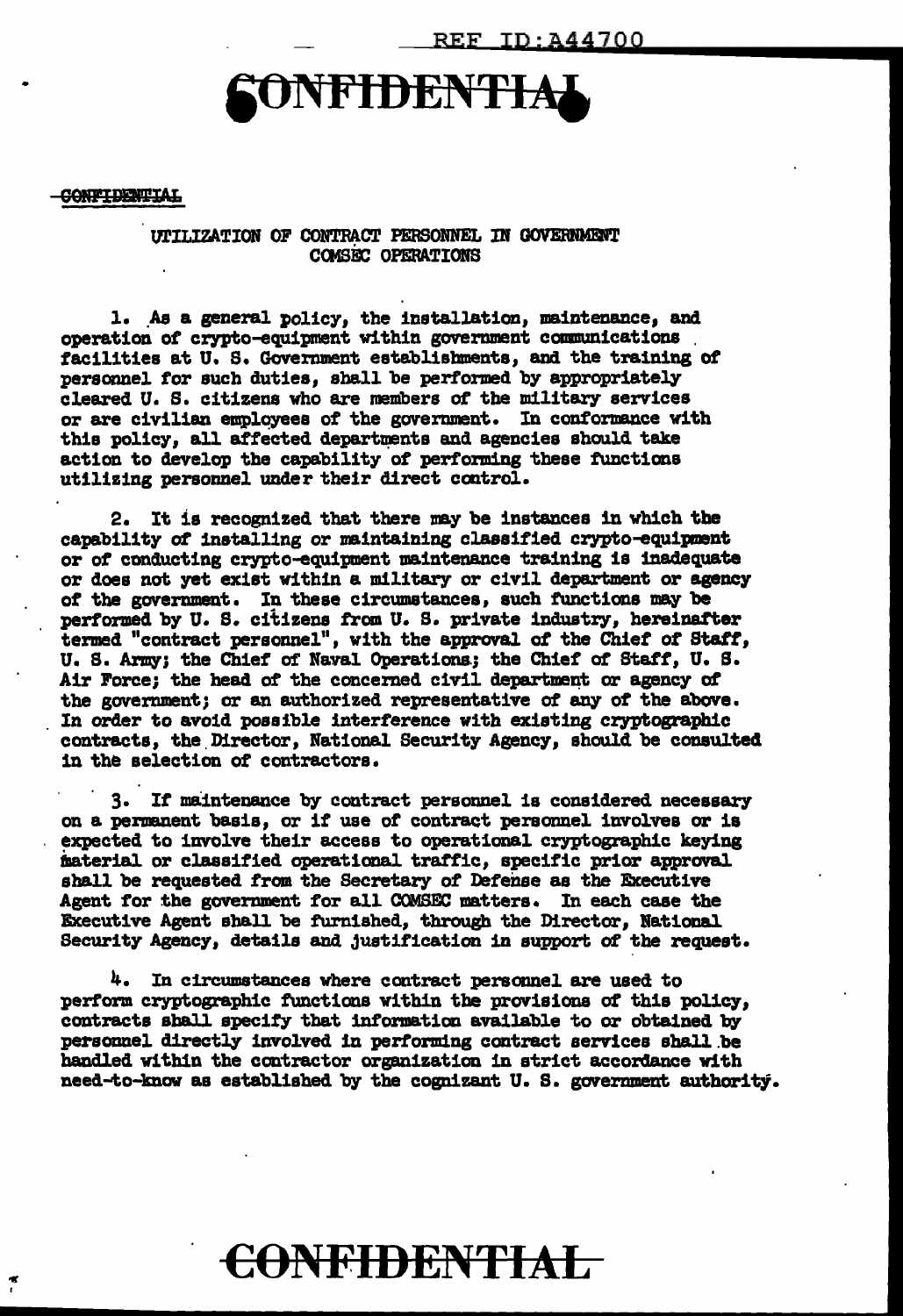CONFIDENTIAL

UTILIZATION OF CONTRACT PERSONNEL IN GOVERNMENT COMSEC OPERATIONS

1. As a general policy, the installation, maintenance, and operation of crypto-equipment within government communications facilities at U. S. Government establishments, and the training of personnel for such duties, shall be performed by appropriately cleared U. S. citizens who are members of the military services or are civilian employees of the government. In conformance with this policy, all affected departments and agencies should take action to develop the capability of performing these functions utilizing personnel under their direct control.

2. It is recognized that there may be instances in which the capability of installing or maintaining classified crypto-equipment or of conducting crypto-equipment maintenance training is inadequate or does not yet exist within a military or civil department or agency of the government. In these circumstances, such functions may be performed by U. S. citizens from U. S. private industry, hereinafter termed "contract personnel", with the approval of the Chief of Staff, U. S. Army; the Chief of Naval Operations; the Chief of Staff, U. S. Air Force; the head of the concerned civil department or agency of the government; or an authorized representative of any of the above. In order to avoid possible interference with existing cryptographic contracts, the Director, National Security Agency, should be consulted in the selection of contractors.

3. If maintenance by contract personnel is considered necessary on a permanent basis, or if use of contract personnel involves or is expected to involve their access to operational cryptographic keying material or classified operational traffic, specific prior approval shall be requested from the Secretary of Defense as the Executive Agent for the government for all COMSEC matters. In each case the Executive Agent shall be furnished, through the Director, National Security Agency, details and justification in support of the request.

4. In circumstances where contract personnel are used to perform cryptographic functions within the provisions of this policy, contracts shall specify that information available to or obtained by personnel directly involved in performing contract services shall be handled within the contractor organization in strict accordance with need-to-know as established by the cognizant U. S. government authority.

CONFIDENTIAL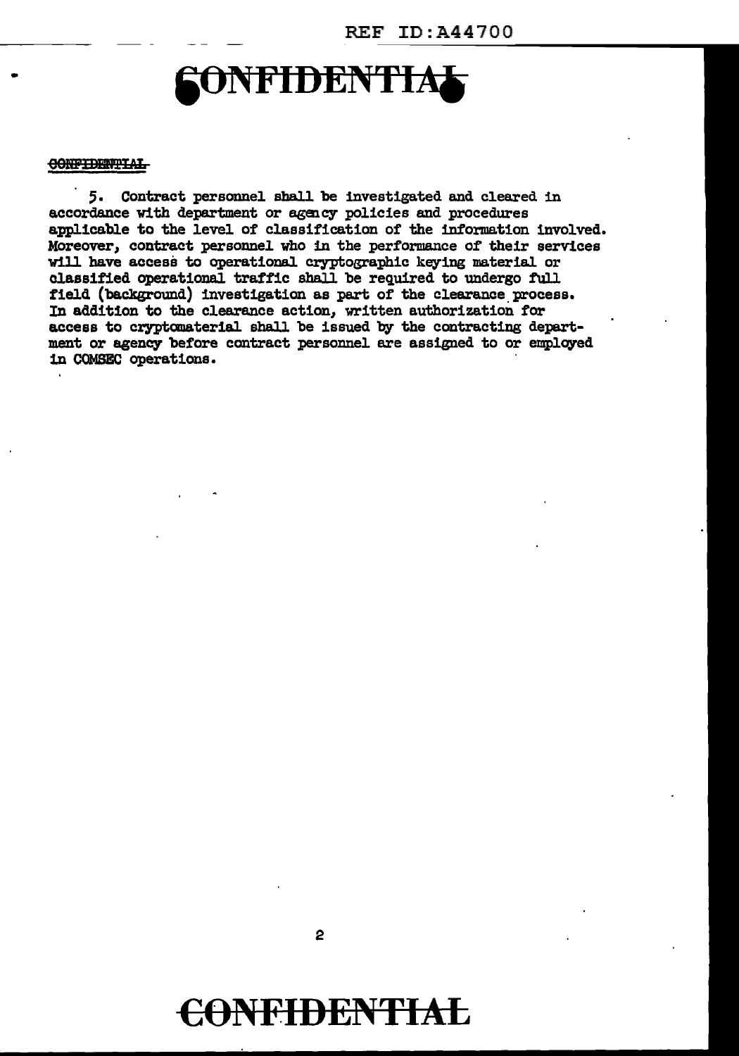5. Contract personnel shall be investigated and cleared in accordance with department or agency policies and procedures applicable to the level of classification of the information involved. Moreover, contract personnel who in the performance of their services will have access to operational cryptographic keying material or classified operational traffic shall be required to undergo full field (background) investigation as part of the clearance process. In addition to the clearance action, written authorization for access to cryptomaterial shall be issued by the contracting department or agency before contract personnel are assigned to or employed in COMSEC operations.